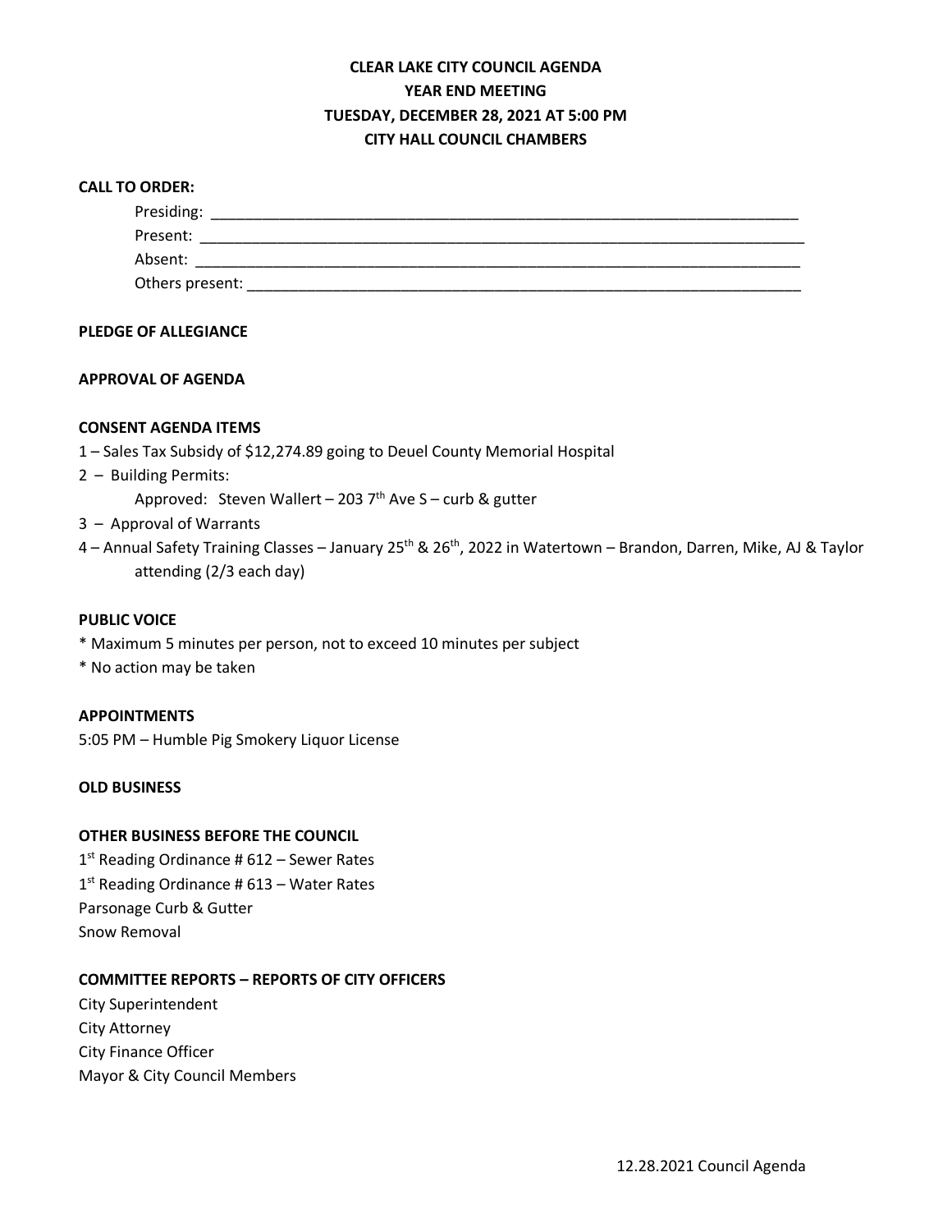# CLEAR LAKE CITY COUNCIL AGENDA
## YEAR END MEETING
## TUESDAY, DECEMBER 28, 2021 AT 5:00 PM
## CITY HALL COUNCIL CHAMBERS

**CALL TO ORDER:**

Presiding: ___________________________________________

Present: ___________________________________________

Absent: ___________________________________________

Others present: ___________________________________________

**PLEDGE OF ALLEGIANCE**

**APPROVAL OF AGENDA**

**CONSENT AGENDA ITEMS**

1 – Sales Tax Subsidy of $12,274.89 going to Deuel County Memorial Hospital

2 – Building Permits:

Approved: Steven Wallert – 203 7th Ave S – curb & gutter

3 – Approval of Warrants

4 – Annual Safety Training Classes – January 25th & 26th, 2022 in Watertown – Brandon, Darren, Mike, AJ & Taylor attending (2/3 each day)

**PUBLIC VOICE**

* Maximum 5 minutes per person, not to exceed 10 minutes per subject
* No action may be taken

**APPOINTMENTS**

5:05 PM – Humble Pig Smokery Liquor License

**OLD BUSINESS**

**OTHER BUSINESS BEFORE THE COUNCIL**

1st Reading Ordinance # 612 – Sewer Rates

1st Reading Ordinance # 613 – Water Rates

Parsonage Curb & Gutter

Snow Removal

**COMMITTEE REPORTS – REPORTS OF CITY OFFICERS**

City Superintendent

City Attorney

City Finance Officer

Mayor & City Council Members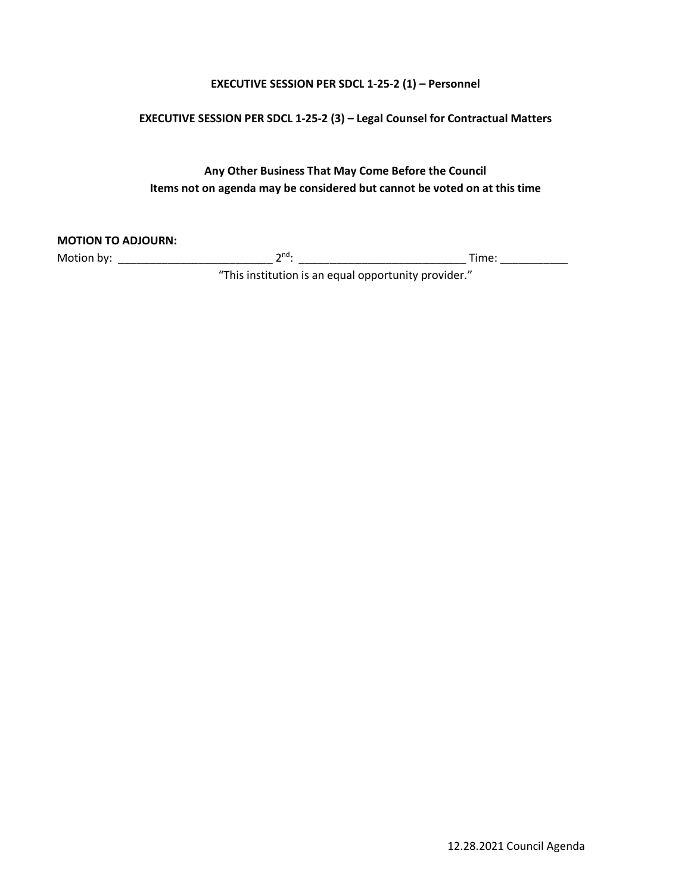**EXECUTIVE SESSION PER SDCL 1-25-2 (1) – Personnel**

**EXECUTIVE SESSION PER SDCL 1-25-2 (3) – Legal Counsel for Contractual Matters**

**Any Other Business That May Come Before the Council**
**Items not on agenda may be considered but cannot be voted on at this time**

**MOTION TO ADJOURN:**

Motion by: _________________________ 2nd: ___________________________ Time: ___________

"This institution is an equal opportunity provider."